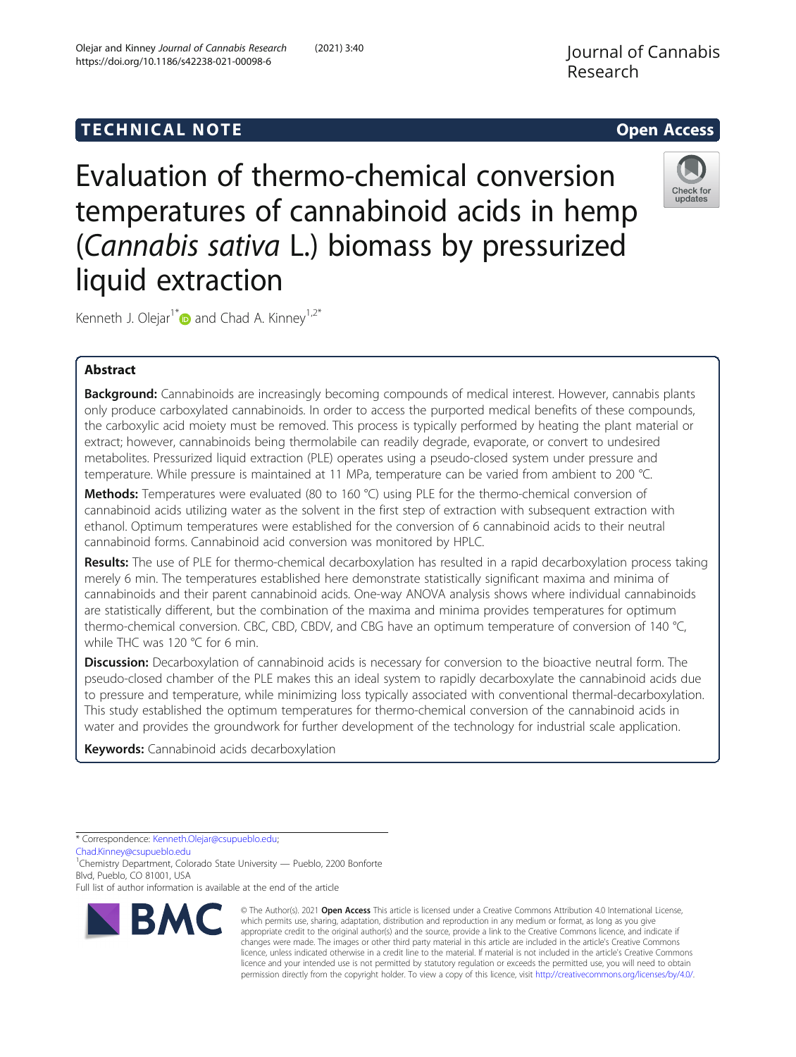TECHNICAL NOTE

Open Access

# Evaluation of thermo-chemical conversion temperatures of cannabinoid acids in hemp (*Cannabis sativa* L.) biomass by pressurized liquid extraction

Kenneth J. Olejar[1*] and Chad A. Kinney[1,2*]

## Abstract

**Background:** Cannabinoids are increasingly becoming compounds of medical interest. However, cannabis plants only produce carboxylated cannabinoids. In order to access the purported medical benefits of these compounds, the carboxylic acid moiety must be removed. This process is typically performed by heating the plant material or extract; however, cannabinoids being thermolabile can readily degrade, evaporate, or convert to undesired metabolites. Pressurized liquid extraction (PLE) operates using a pseudo-closed system under pressure and temperature. While pressure is maintained at 11 MPa, temperature can be varied from ambient to 200 °C.

**Methods:** Temperatures were evaluated (80 to 160 °C) using PLE for the thermo-chemical conversion of cannabinoid acids utilizing water as the solvent in the first step of extraction with subsequent extraction with ethanol. Optimum temperatures were established for the conversion of 6 cannabinoid acids to their neutral cannabinoid forms. Cannabinoid acid conversion was monitored by HPLC.

**Results:** The use of PLE for thermo-chemical decarboxylation has resulted in a rapid decarboxylation process taking merely 6 min. The temperatures established here demonstrate statistically significant maxima and minima of cannabinoids and their parent cannabinoid acids. One-way ANOVA analysis shows where individual cannabinoids are statistically different, but the combination of the maxima and minima provides temperatures for optimum thermo-chemical conversion. CBC, CBD, CBDV, and CBG have an optimum temperature of conversion of 140 °C, while THC was 120 °C for 6 min.

**Discussion:** Decarboxylation of cannabinoid acids is necessary for conversion to the bioactive neutral form. The pseudo-closed chamber of the PLE makes this an ideal system to rapidly decarboxylate the cannabinoid acids due to pressure and temperature, while minimizing loss typically associated with conventional thermal-decarboxylation. This study established the optimum temperatures for thermo-chemical conversion of the cannabinoid acids in water and provides the groundwork for further development of the technology for industrial scale application.

**Keywords:** Cannabinoid acids decarboxylation

---

* Correspondence: Kenneth.Olejar@csupueblo.edu; Chad.Kinney@csupueblo.edu
[1]Chemistry Department, Colorado State University — Pueblo, 2200 Bonforte Blvd, Pueblo, CO 81001, USA
Full list of author information is available at the end of the article

© The Author(s). 2021 **Open Access** This article is licensed under a Creative Commons Attribution 4.0 International License, which permits use, sharing, adaptation, distribution and reproduction in any medium or format, as long as you give appropriate credit to the original author(s) and the source, provide a link to the Creative Commons licence, and indicate if changes were made. The images or other third party material in this article are included in the article's Creative Commons licence, unless indicated otherwise in a credit line to the material. If material is not included in the article's Creative Commons licence and your intended use is not permitted by statutory regulation or exceeds the permitted use, you will need to obtain permission directly from the copyright holder. To view a copy of this licence, visit http://creativecommons.org/licenses/by/4.0/.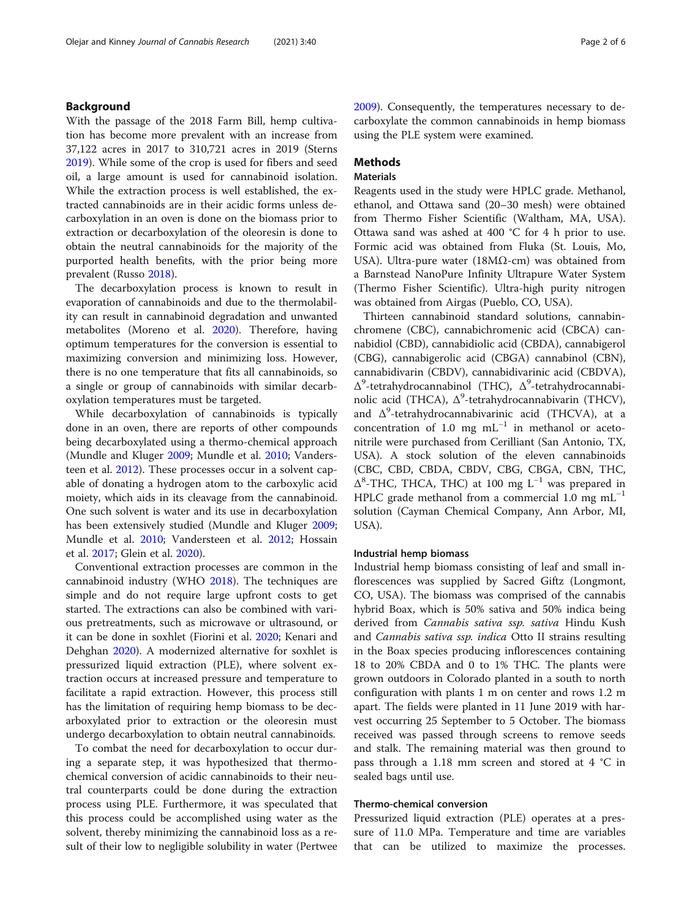## Background

With the passage of the 2018 Farm Bill, hemp cultivation has become more prevalent with an increase from 37,122 acres in 2017 to 310,721 acres in 2019 (Sterns 2019). While some of the crop is used for fibers and seed oil, a large amount is used for cannabinoid isolation. While the extraction process is well established, the extracted cannabinoids are in their acidic forms unless decarboxylation in an oven is done on the biomass prior to extraction or decarboxylation of the oleoresin is done to obtain the neutral cannabinoids for the majority of the purported health benefits, with the prior being more prevalent (Russo 2018).

The decarboxylation process is known to result in evaporation of cannabinoids and due to the thermolability can result in cannabinoid degradation and unwanted metabolites (Moreno et al. 2020). Therefore, having optimum temperatures for the conversion is essential to maximizing conversion and minimizing loss. However, there is no one temperature that fits all cannabinoids, so a single or group of cannabinoids with similar decarboxylation temperatures must be targeted.

While decarboxylation of cannabinoids is typically done in an oven, there are reports of other compounds being decarboxylated using a thermo-chemical approach (Mundle and Kluger 2009; Mundle et al. 2010; Vandersteen et al. 2012). These processes occur in a solvent capable of donating a hydrogen atom to the carboxylic acid moiety, which aids in its cleavage from the cannabinoid. One such solvent is water and its use in decarboxylation has been extensively studied (Mundle and Kluger 2009; Mundle et al. 2010; Vandersteen et al. 2012; Hossain et al. 2017; Glein et al. 2020).

Conventional extraction processes are common in the cannabinoid industry (WHO 2018). The techniques are simple and do not require large upfront costs to get started. The extractions can also be combined with various pretreatments, such as microwave or ultrasound, or it can be done in soxhlet (Fiorini et al. 2020; Kenari and Dehghan 2020). A modernized alternative for soxhlet is pressurized liquid extraction (PLE), where solvent extraction occurs at increased pressure and temperature to facilitate a rapid extraction. However, this process still has the limitation of requiring hemp biomass to be decarboxylated prior to extraction or the oleoresin must undergo decarboxylation to obtain neutral cannabinoids.

To combat the need for decarboxylation to occur during a separate step, it was hypothesized that thermo-chemical conversion of acidic cannabinoids to their neutral counterparts could be done during the extraction process using PLE. Furthermore, it was speculated that this process could be accomplished using water as the solvent, thereby minimizing the cannabinoid loss as a result of their low to negligible solubility in water (Pertwee 2009). Consequently, the temperatures necessary to decarboxylate the common cannabinoids in hemp biomass using the PLE system were examined.

## Methods

### Materials

Reagents used in the study were HPLC grade. Methanol, ethanol, and Ottawa sand (20–30 mesh) were obtained from Thermo Fisher Scientific (Waltham, MA, USA). Ottawa sand was ashed at 400 °C for 4 h prior to use. Formic acid was obtained from Fluka (St. Louis, Mo, USA). Ultra-pure water (18MΩ-cm) was obtained from a Barnstead NanoPure Infinity Ultrapure Water System (Thermo Fisher Scientific). Ultra-high purity nitrogen was obtained from Airgas (Pueblo, CO, USA).

Thirteen cannabinoid standard solutions, cannabinchromene (CBC), cannabichromenic acid (CBCA) cannabidiol (CBD), cannabidiolic acid (CBDA), cannabigerol (CBG), cannabigerolic acid (CBGA) cannabinol (CBN), cannabidivarin (CBDV), cannabidivarinic acid (CBDVA), $\Delta^9$-tetrahydrocannabinol (THC), $\Delta^9$-tetrahydrocannabinolic acid (THCA), $\Delta^9$-tetrahydrocannabivarin (THCV), and $\Delta^9$-tetrahydrocannabivarinic acid (THCVA), at a concentration of 1.0 mg mL$^{-1}$ in methanol or acetonitrile were purchased from Cerilliant (San Antonio, TX, USA). A stock solution of the eleven cannabinoids (CBC, CBD, CBDA, CBDV, CBG, CBGA, CBN, THC, $\Delta^8$-THC, THCA, THC) at 100 mg L$^{-1}$ was prepared in HPLC grade methanol from a commercial 1.0 mg mL$^{-1}$ solution (Cayman Chemical Company, Ann Arbor, MI, USA).

### Industrial hemp biomass

Industrial hemp biomass consisting of leaf and small inflorescences was supplied by Sacred Giftz (Longmont, CO, USA). The biomass was comprised of the cannabis hybrid Boax, which is 50% sativa and 50% indica being derived from *Cannabis sativa ssp. sativa* Hindu Kush and *Cannabis sativa ssp. indica* Otto II strains resulting in the Boax species producing inflorescences containing 18 to 20% CBDA and 0 to 1% THC. The plants were grown outdoors in Colorado planted in a south to north configuration with plants 1 m on center and rows 1.2 m apart. The fields were planted in 11 June 2019 with harvest occurring 25 September to 5 October. The biomass received was passed through screens to remove seeds and stalk. The remaining material was then ground to pass through a 1.18 mm screen and stored at 4 °C in sealed bags until use.

### Thermo-chemical conversion

Pressurized liquid extraction (PLE) operates at a pressure of 11.0 MPa. Temperature and time are variables that can be utilized to maximize the processes.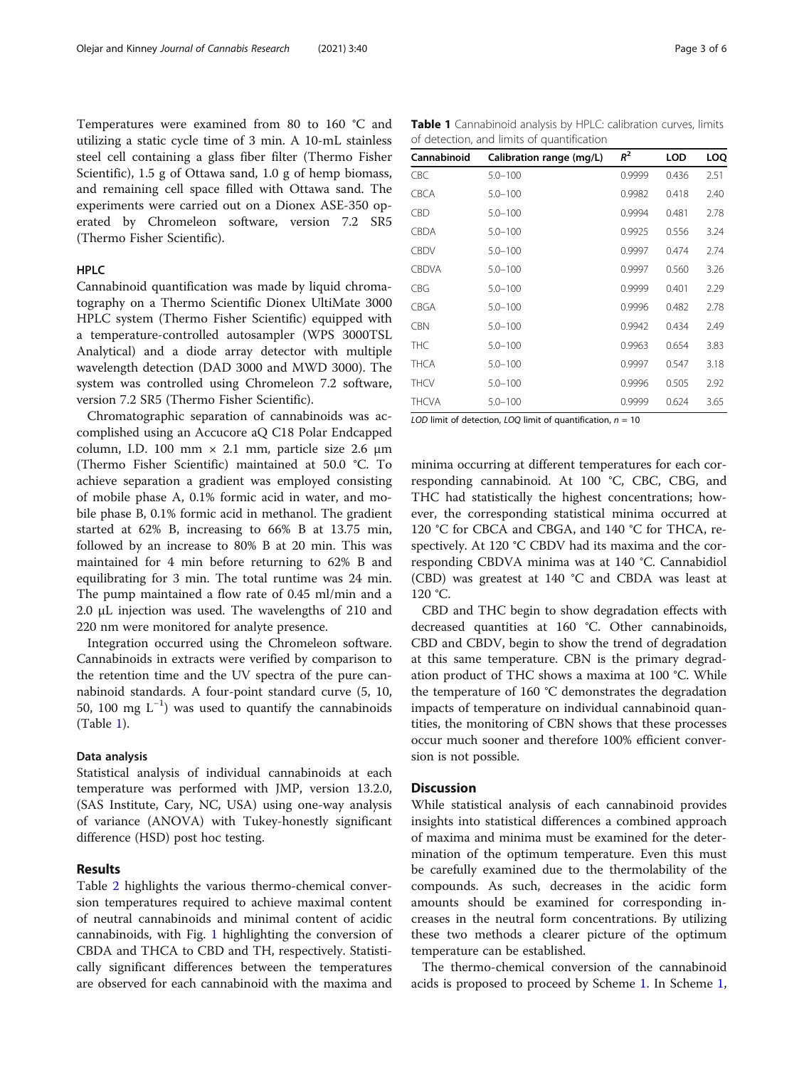Temperatures were examined from 80 to 160 °C and utilizing a static cycle time of 3 min. A 10-mL stainless steel cell containing a glass fiber filter (Thermo Fisher Scientific), 1.5 g of Ottawa sand, 1.0 g of hemp biomass, and remaining cell space filled with Ottawa sand. The experiments were carried out on a Dionex ASE-350 operated by Chromeleon software, version 7.2 SR5 (Thermo Fisher Scientific).

### HPLC

Cannabinoid quantification was made by liquid chromatography on a Thermo Scientific Dionex UltiMate 3000 HPLC system (Thermo Fisher Scientific) equipped with a temperature-controlled autosampler (WPS 3000TSL Analytical) and a diode array detector with multiple wavelength detection (DAD 3000 and MWD 3000). The system was controlled using Chromeleon 7.2 software, version 7.2 SR5 (Thermo Fisher Scientific).

Chromatographic separation of cannabinoids was accomplished using an Accucore aQ C18 Polar Endcapped column, I.D. 100 mm × 2.1 mm, particle size 2.6 μm (Thermo Fisher Scientific) maintained at 50.0 °C. To achieve separation a gradient was employed consisting of mobile phase A, 0.1% formic acid in water, and mobile phase B, 0.1% formic acid in methanol. The gradient started at 62% B, increasing to 66% B at 13.75 min, followed by an increase to 80% B at 20 min. This was maintained for 4 min before returning to 62% B and equilibrating for 3 min. The total runtime was 24 min. The pump maintained a flow rate of 0.45 ml/min and a 2.0 μL injection was used. The wavelengths of 210 and 220 nm were monitored for analyte presence.

Integration occurred using the Chromeleon software. Cannabinoids in extracts were verified by comparison to the retention time and the UV spectra of the pure cannabinoid standards. A four-point standard curve (5, 10, 50, 100 mg $L^{-1}$) was used to quantify the cannabinoids (Table 1).

### Data analysis

Statistical analysis of individual cannabinoids at each temperature was performed with JMP, version 13.2.0, (SAS Institute, Cary, NC, USA) using one-way analysis of variance (ANOVA) with Tukey-honestly significant difference (HSD) post hoc testing.

## Results

Table 2 highlights the various thermo-chemical conversion temperatures required to achieve maximal content of neutral cannabinoids and minimal content of acidic cannabinoids, with Fig. 1 highlighting the conversion of CBDA and THCA to CBD and TH, respectively. Statistically significant differences between the temperatures are observed for each cannabinoid with the maxima and minima occurring at different temperatures for each corresponding cannabinoid. At 100 °C, CBC, CBG, and THC had statistically the highest concentrations; however, the corresponding statistical minima occurred at 120 °C for CBCA and CBGA, and 140 °C for THCA, respectively. At 120 °C CBDV had its maxima and the corresponding CBDVA minima was at 140 °C. Cannabidiol (CBD) was greatest at 140 °C and CBDA was least at 120 °C.

CBD and THC begin to show degradation effects with decreased quantities at 160 °C. Other cannabinoids, CBD and CBDV, begin to show the trend of degradation at this same temperature. CBN is the primary degradation product of THC shows a maxima at 100 °C. While the temperature of 160 °C demonstrates the degradation impacts of temperature on individual cannabinoid quantities, the monitoring of CBN shows that these processes occur much sooner and therefore 100% efficient conversion is not possible.

**Table 1** Cannabinoid analysis by HPLC: calibration curves, limits of detection, and limits of quantification

| Cannabinoid | Calibration range (mg/L) | $R^2$ | LOD | LOQ |
|---|---|---|---|---|
| CBC | 5.0–100 | 0.9999 | 0.436 | 2.51 |
| CBCA | 5.0–100 | 0.9982 | 0.418 | 2.40 |
| CBD | 5.0–100 | 0.9994 | 0.481 | 2.78 |
| CBDA | 5.0–100 | 0.9925 | 0.556 | 3.24 |
| CBDV | 5.0–100 | 0.9997 | 0.474 | 2.74 |
| CBDVA | 5.0–100 | 0.9997 | 0.560 | 3.26 |
| CBG | 5.0–100 | 0.9999 | 0.401 | 2.29 |
| CBGA | 5.0–100 | 0.9996 | 0.482 | 2.78 |
| CBN | 5.0–100 | 0.9942 | 0.434 | 2.49 |
| THC | 5.0–100 | 0.9963 | 0.654 | 3.83 |
| THCA | 5.0–100 | 0.9997 | 0.547 | 3.18 |
| THCV | 5.0–100 | 0.9996 | 0.505 | 2.92 |
| THCVA | 5.0–100 | 0.9999 | 0.624 | 3.65 |

*LOD* limit of detection, *LOQ* limit of quantification, $n = 10$

## Discussion

While statistical analysis of each cannabinoid provides insights into statistical differences a combined approach of maxima and minima must be examined for the determination of the optimum temperature. Even this must be carefully examined due to the thermolability of the compounds. As such, decreases in the acidic form amounts should be examined for corresponding increases in the neutral form concentrations. By utilizing these two methods a clearer picture of the optimum temperature can be established.

The thermo-chemical conversion of the cannabinoid acids is proposed to proceed by Scheme 1. In Scheme 1,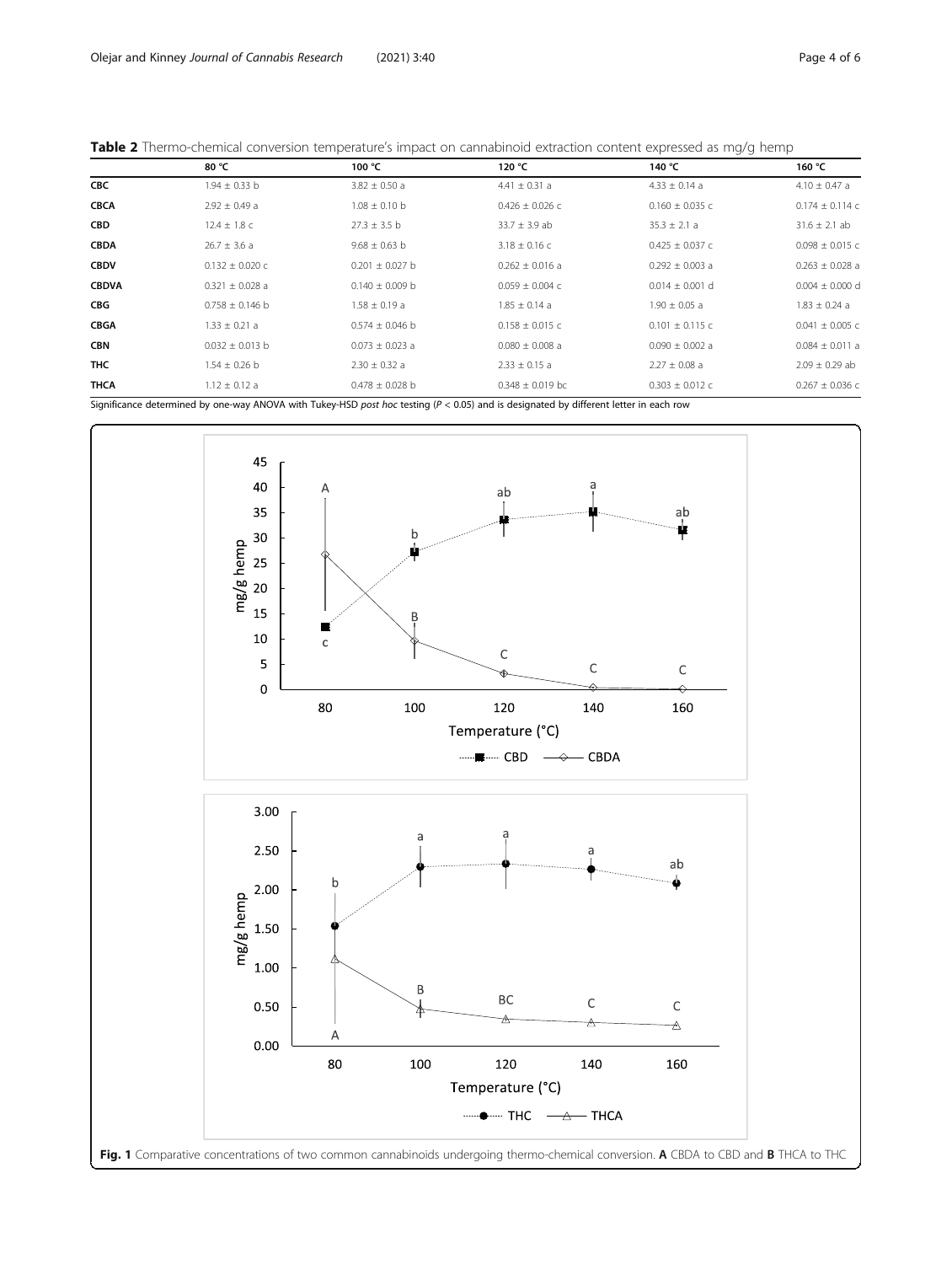**Table 2** Thermo-chemical conversion temperature's impact on cannabinoid extraction content expressed as mg/g hemp

| | 80 °C | 100 °C | 120 °C | 140 °C | 160 °C |
|---|---|---|---|---|---|
| **CBC** | 1.94 ± 0.33 b | 3.82 ± 0.50 a | 4.41 ± 0.31 a | 4.33 ± 0.14 a | 4.10 ± 0.47 a |
| **CBCA** | 2.92 ± 0.49 a | 1.08 ± 0.10 b | 0.426 ± 0.026 c | 0.160 ± 0.035 c | 0.174 ± 0.114 c |
| **CBD** | 12.4 ± 1.8 c | 27.3 ± 3.5 b | 33.7 ± 3.9 ab | 35.3 ± 2.1 a | 31.6 ± 2.1 ab |
| **CBDA** | 26.7 ± 3.6 a | 9.68 ± 0.63 b | 3.18 ± 0.16 c | 0.425 ± 0.037 c | 0.098 ± 0.015 c |
| **CBDV** | 0.132 ± 0.020 c | 0.201 ± 0.027 b | 0.262 ± 0.016 a | 0.292 ± 0.003 a | 0.263 ± 0.028 a |
| **CBDVA** | 0.321 ± 0.028 a | 0.140 ± 0.009 b | 0.059 ± 0.004 c | 0.014 ± 0.001 d | 0.004 ± 0.000 d |
| **CBG** | 0.758 ± 0.146 b | 1.58 ± 0.19 a | 1.85 ± 0.14 a | 1.90 ± 0.05 a | 1.83 ± 0.24 a |
| **CBGA** | 1.33 ± 0.21 a | 0.574 ± 0.046 b | 0.158 ± 0.015 c | 0.101 ± 0.115 c | 0.041 ± 0.005 c |
| **CBN** | 0.032 ± 0.013 b | 0.073 ± 0.023 a | 0.080 ± 0.008 a | 0.090 ± 0.002 a | 0.084 ± 0.011 a |
| **THC** | 1.54 ± 0.26 b | 2.30 ± 0.32 a | 2.33 ± 0.15 a | 2.27 ± 0.08 a | 2.09 ± 0.29 ab |
| **THCA** | 1.12 ± 0.12 a | 0.478 ± 0.028 b | 0.348 ± 0.019 bc | 0.303 ± 0.012 c | 0.267 ± 0.036 c |

Significance determined by one-way ANOVA with Tukey-HSD *post hoc* testing ($P < 0.05$) and is designated by different letter in each row

**Fig. 1** Comparative concentrations of two common cannabinoids undergoing thermo-chemical conversion. **A** CBDA to CBD and **B** THCA to THC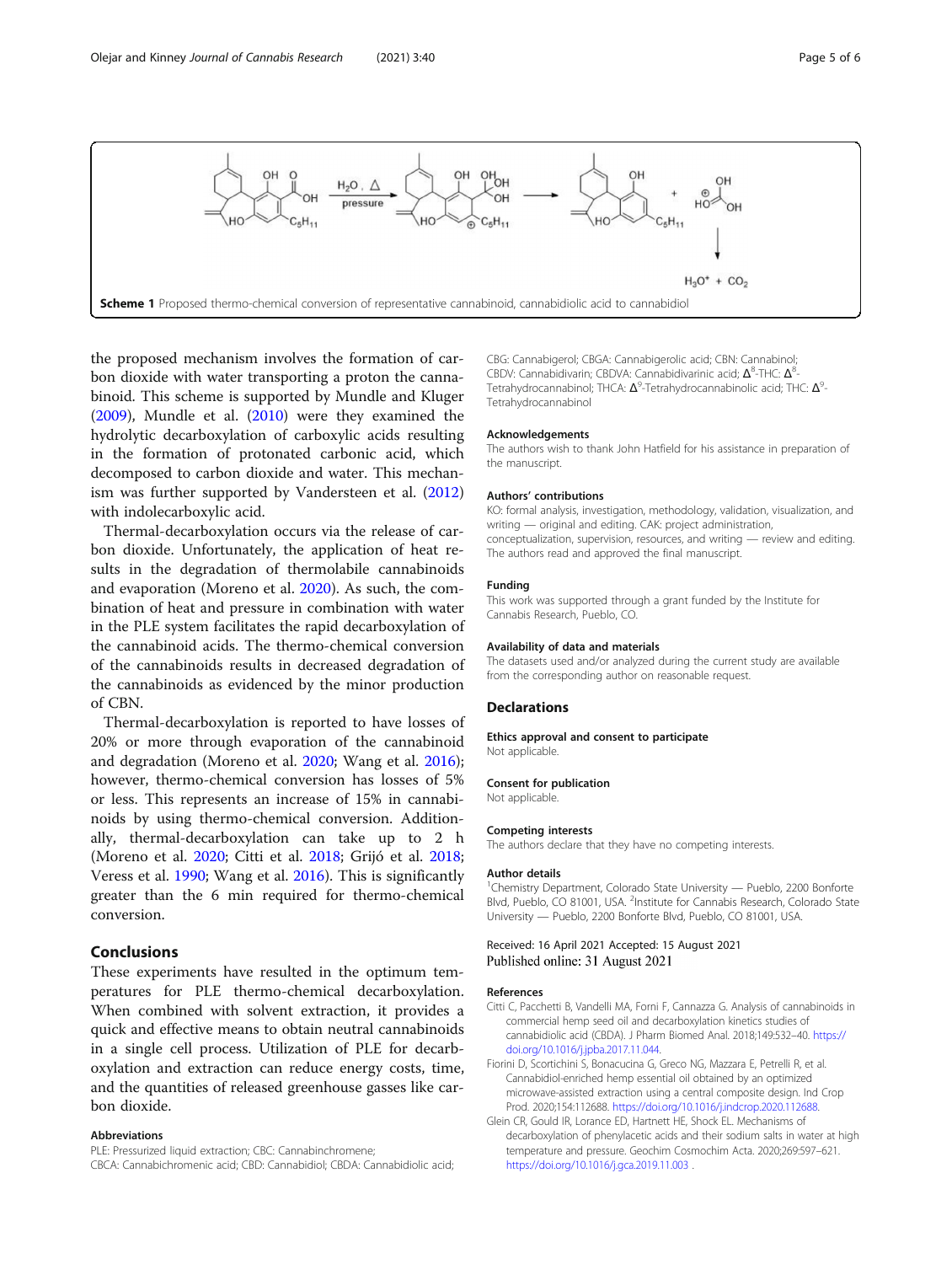Scheme 1 Proposed thermo-chemical conversion of representative cannabinoid, cannabidiolic acid to cannabidiol

the proposed mechanism involves the formation of carbon dioxide with water transporting a proton the cannabinoid. This scheme is supported by Mundle and Kluger (2009), Mundle et al. (2010) were they examined the hydrolytic decarboxylation of carboxylic acids resulting in the formation of protonated carbonic acid, which decomposed to carbon dioxide and water. This mechanism was further supported by Vandersteen et al. (2012) with indolecarboxylic acid.

Thermal-decarboxylation occurs via the release of carbon dioxide. Unfortunately, the application of heat results in the degradation of thermolabile cannabinoids and evaporation (Moreno et al. 2020). As such, the combination of heat and pressure in combination with water in the PLE system facilitates the rapid decarboxylation of the cannabinoid acids. The thermo-chemical conversion of the cannabinoids results in decreased degradation of the cannabinoids as evidenced by the minor production of CBN.

Thermal-decarboxylation is reported to have losses of 20% or more through evaporation of the cannabinoid and degradation (Moreno et al. 2020; Wang et al. 2016); however, thermo-chemical conversion has losses of 5% or less. This represents an increase of 15% in cannabinoids by using thermo-chemical conversion. Additionally, thermal-decarboxylation can take up to 2 h (Moreno et al. 2020; Citti et al. 2018; Grijó et al. 2018; Veress et al. 1990; Wang et al. 2016). This is significantly greater than the 6 min required for thermo-chemical conversion.

## Conclusions

These experiments have resulted in the optimum temperatures for PLE thermo-chemical decarboxylation. When combined with solvent extraction, it provides a quick and effective means to obtain neutral cannabinoids in a single cell process. Utilization of PLE for decarboxylation and extraction can reduce energy costs, time, and the quantities of released greenhouse gasses like carbon dioxide.

### Abbreviations

PLE: Pressurized liquid extraction; CBC: Cannabinchromene; CBCA: Cannabichromenic acid; CBD: Cannabidiol; CBDA: Cannabidiolic acid; CBG: Cannabigerol; CBGA: Cannabigerolic acid; CBN: Cannabinol; CBDV: Cannabidivarin; CBDVA: Cannabidivarinic acid; $\Delta^8$-THC: $\Delta^8$-Tetrahydrocannabinol; THCA: $\Delta^9$-Tetrahydrocannabinolic acid; THC: $\Delta^9$-Tetrahydrocannabinol

### Acknowledgements

The authors wish to thank John Hatfield for his assistance in preparation of the manuscript.

### Authors' contributions

KO: formal analysis, investigation, methodology, validation, visualization, and writing — original and editing. CAK: project administration, conceptualization, supervision, resources, and writing — review and editing. The authors read and approved the final manuscript.

### Funding

This work was supported through a grant funded by the Institute for Cannabis Research, Pueblo, CO.

### Availability of data and materials

The datasets used and/or analyzed during the current study are available from the corresponding author on reasonable request.

## Declarations

### Ethics approval and consent to participate

Not applicable.

### Consent for publication

Not applicable.

### Competing interests

The authors declare that they have no competing interests.

### Author details

[1]Chemistry Department, Colorado State University — Pueblo, 2200 Bonforte Blvd, Pueblo, CO 81001, USA. [2]Institute for Cannabis Research, Colorado State University — Pueblo, 2200 Bonforte Blvd, Pueblo, CO 81001, USA.

Received: 16 April 2021 Accepted: 15 August 2021
Published online: 31 August 2021

### References

Citti C, Pacchetti B, Vandelli MA, Forni F, Cannazza G. Analysis of cannabinoids in commercial hemp seed oil and decarboxylation kinetics studies of cannabidiolic acid (CBDA). J Pharm Biomed Anal. 2018;149:532–40. https://doi.org/10.1016/j.jpba.2017.11.044.

Fiorini D, Scortichini S, Bonacucina G, Greco NG, Mazzara E, Petrelli R, et al. Cannabidiol-enriched hemp essential oil obtained by an optimized microwave-assisted extraction using a central composite design. Ind Crop Prod. 2020;154:112688. https://doi.org/10.1016/j.indcrop.2020.112688.

Glein CR, Gould IR, Lorance ED, Hartnett HE, Shock EL. Mechanisms of decarboxylation of phenylacetic acids and their sodium salts in water at high temperature and pressure. Geochim Cosmochim Acta. 2020;269:597–621. https://doi.org/10.1016/j.gca.2019.11.003 .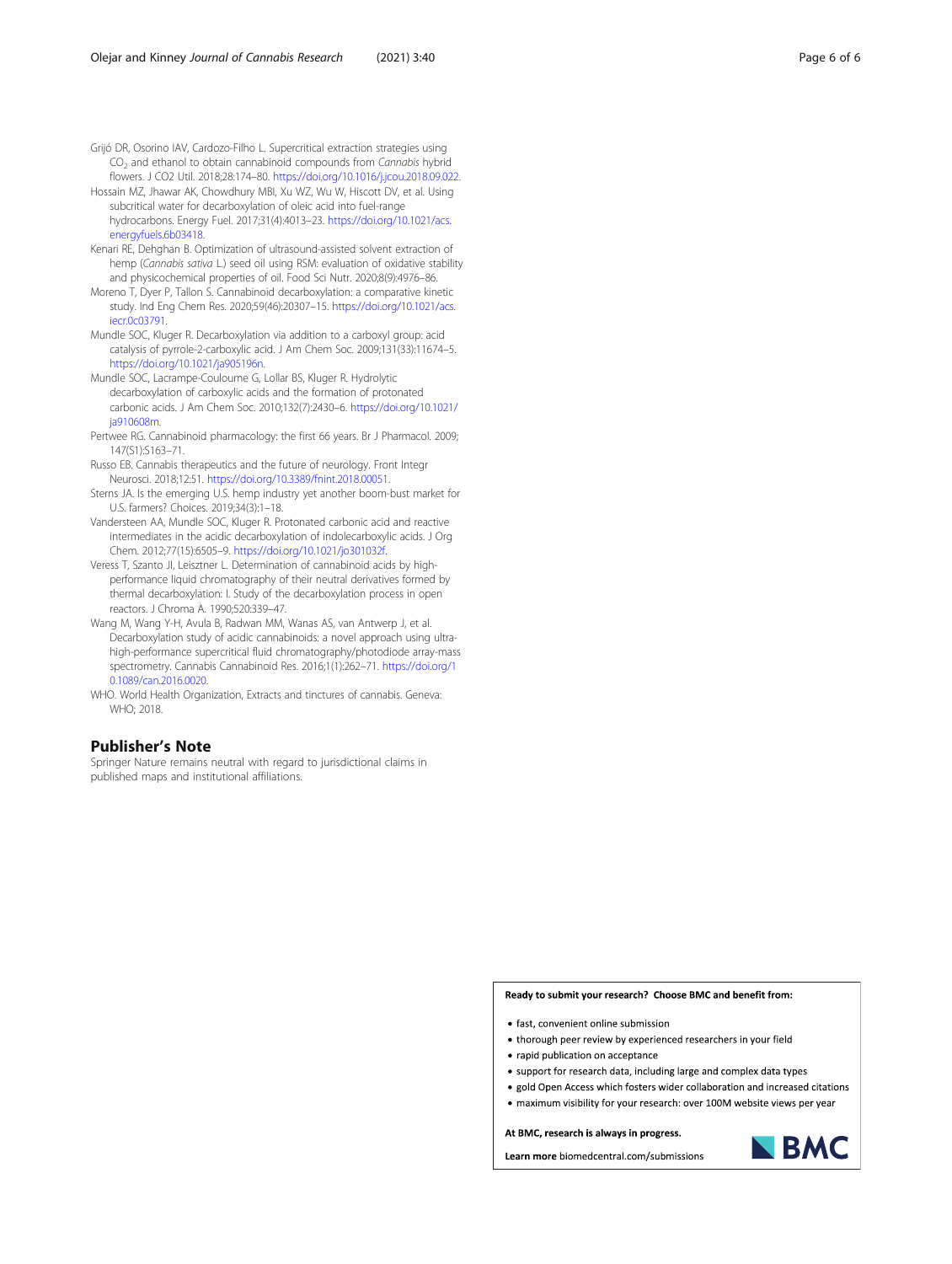Grijó DR, Osorino IAV, Cardozo-Filho L. Supercritical extraction strategies using $CO_2$ and ethanol to obtain cannabinoid compounds from *Cannabis* hybrid flowers. J CO2 Util. 2018;28:174–80. https://doi.org/10.1016/j.jcou.2018.09.022.

Hossain MZ, Jhawar AK, Chowdhury MBI, Xu WZ, Wu W, Hiscott DV, et al. Using subcritical water for decarboxylation of oleic acid into fuel-range hydrocarbons. Energy Fuel. 2017;31(4):4013–23. https://doi.org/10.1021/acs.energyfuels.6b03418.

Kenari RE, Dehghan B. Optimization of ultrasound-assisted solvent extraction of hemp (*Cannabis sativa* L.) seed oil using RSM: evaluation of oxidative stability and physicochemical properties of oil. Food Sci Nutr. 2020;8(9):4976–86.

Moreno T, Dyer P, Tallon S. Cannabinoid decarboxylation: a comparative kinetic study. Ind Eng Chem Res. 2020;59(46):20307–15. https://doi.org/10.1021/acs.iecr.0c03791.

Mundle SOC, Kluger R. Decarboxylation via addition to a carboxyl group: acid catalysis of pyrrole-2-carboxylic acid. J Am Chem Soc. 2009;131(33):11674–5. https://doi.org/10.1021/ja905196n.

Mundle SOC, Lacrampe-Couloume G, Lollar BS, Kluger R. Hydrolytic decarboxylation of carboxylic acids and the formation of protonated carbonic acids. J Am Chem Soc. 2010;132(7):2430–6. https://doi.org/10.1021/ja910608m.

Pertwee RG. Cannabinoid pharmacology: the first 66 years. Br J Pharmacol. 2009;147(S1):S163–71.

Russo EB. Cannabis therapeutics and the future of neurology. Front Integr Neurosci. 2018;12:51. https://doi.org/10.3389/fnint.2018.00051.

Sterns JA. Is the emerging U.S. hemp industry yet another boom-bust market for U.S. farmers? Choices. 2019;34(3):1–18.

Vandersteen AA, Mundle SOC, Kluger R. Protonated carbonic acid and reactive intermediates in the acidic decarboxylation of indolecarboxylic acids. J Org Chem. 2012;77(15):6505–9. https://doi.org/10.1021/jo301032f.

Veress T, Szanto JI, Leisztner L. Determination of cannabinoid acids by high-performance liquid chromatography of their neutral derivatives formed by thermal decarboxylation: I. Study of the decarboxylation process in open reactors. J Chroma A. 1990;520:339–47.

Wang M, Wang Y-H, Avula B, Radwan MM, Wanas AS, van Antwerp J, et al. Decarboxylation study of acidic cannabinoids: a novel approach using ultra-high-performance supercritical fluid chromatography/photodiode array-mass spectrometry. Cannabis Cannabinoid Res. 2016;1(1):262–71. https://doi.org/10.1089/can.2016.0020.

WHO. World Health Organization, Extracts and tinctures of cannabis. Geneva: WHO; 2018.

## Publisher's Note

Springer Nature remains neutral with regard to jurisdictional claims in published maps and institutional affiliations.

**Ready to submit your research? Choose BMC and benefit from:**

- fast, convenient online submission
- thorough peer review by experienced researchers in your field
- rapid publication on acceptance
- support for research data, including large and complex data types
- gold Open Access which fosters wider collaboration and increased citations
- maximum visibility for your research: over 100M website views per year

**At BMC, research is always in progress.**

**Learn more** biomedcentral.com/submissions